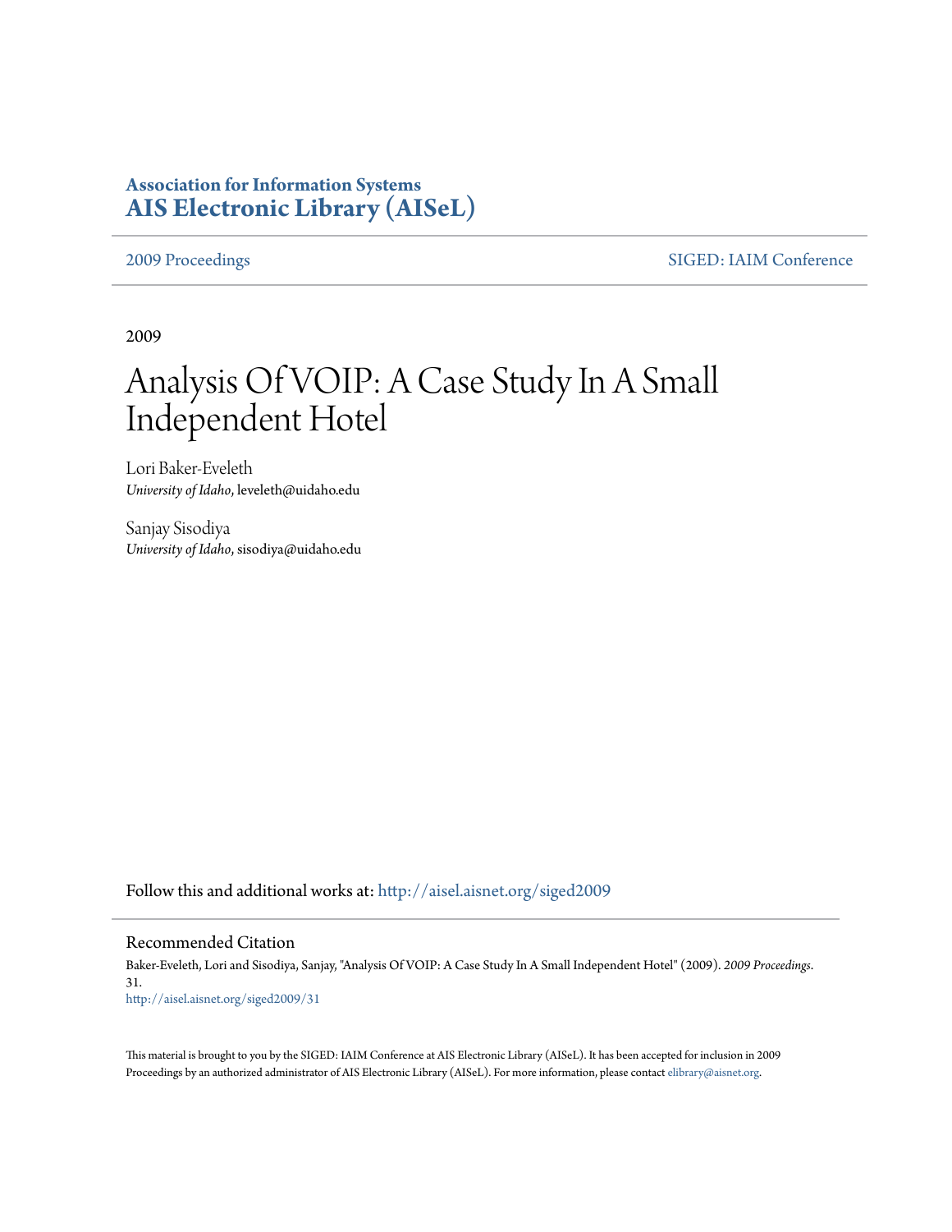**Association for Information Systems**
**AIS Electronic Library (AISeL)**

2009 Proceedings | SIGED: IAIM Conference

2009

# Analysis Of VOIP: A Case Study In A Small Independent Hotel

Lori Baker-Eveleth
*University of Idaho*, leveleth@uidaho.edu

Sanjay Sisodiya
*University of Idaho*, sisodiya@uidaho.edu

Follow this and additional works at: http://aisel.aisnet.org/siged2009

## Recommended Citation

Baker-Eveleth, Lori and Sisodiya, Sanjay, "Analysis Of VOIP: A Case Study In A Small Independent Hotel" (2009). *2009 Proceedings*. 31.
http://aisel.aisnet.org/siged2009/31

This material is brought to you by the SIGED: IAIM Conference at AIS Electronic Library (AISeL). It has been accepted for inclusion in 2009 Proceedings by an authorized administrator of AIS Electronic Library (AISeL). For more information, please contact elibrary@aisnet.org.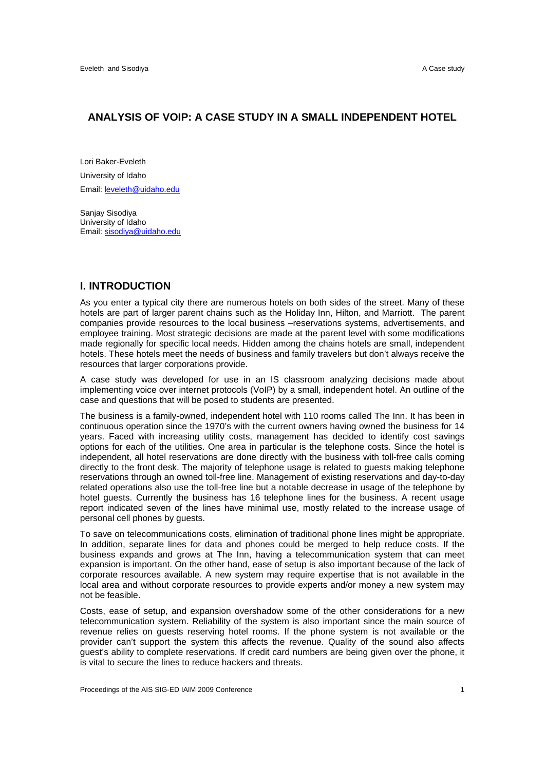# ANALYSIS OF VOIP: A CASE STUDY IN A SMALL INDEPENDENT HOTEL

Lori Baker-Eveleth

University of Idaho

Email: leveleth@uidaho.edu

Sanjay Sisodiya
University of Idaho
Email: sisodiya@uidaho.edu

## I. INTRODUCTION

As you enter a typical city there are numerous hotels on both sides of the street. Many of these hotels are part of larger parent chains such as the Holiday Inn, Hilton, and Marriott. The parent companies provide resources to the local business –reservations systems, advertisements, and employee training. Most strategic decisions are made at the parent level with some modifications made regionally for specific local needs. Hidden among the chains hotels are small, independent hotels. These hotels meet the needs of business and family travelers but don't always receive the resources that larger corporations provide.

A case study was developed for use in an IS classroom analyzing decisions made about implementing voice over internet protocols (VoIP) by a small, independent hotel. An outline of the case and questions that will be posed to students are presented.

The business is a family-owned, independent hotel with 110 rooms called The Inn. It has been in continuous operation since the 1970's with the current owners having owned the business for 14 years. Faced with increasing utility costs, management has decided to identify cost savings options for each of the utilities. One area in particular is the telephone costs. Since the hotel is independent, all hotel reservations are done directly with the business with toll-free calls coming directly to the front desk. The majority of telephone usage is related to guests making telephone reservations through an owned toll-free line. Management of existing reservations and day-to-day related operations also use the toll-free line but a notable decrease in usage of the telephone by hotel guests. Currently the business has 16 telephone lines for the business. A recent usage report indicated seven of the lines have minimal use, mostly related to the increase usage of personal cell phones by guests.

To save on telecommunications costs, elimination of traditional phone lines might be appropriate. In addition, separate lines for data and phones could be merged to help reduce costs. If the business expands and grows at The Inn, having a telecommunication system that can meet expansion is important. On the other hand, ease of setup is also important because of the lack of corporate resources available. A new system may require expertise that is not available in the local area and without corporate resources to provide experts and/or money a new system may not be feasible.

Costs, ease of setup, and expansion overshadow some of the other considerations for a new telecommunication system. Reliability of the system is also important since the main source of revenue relies on guests reserving hotel rooms. If the phone system is not available or the provider can't support the system this affects the revenue. Quality of the sound also affects guest's ability to complete reservations. If credit card numbers are being given over the phone, it is vital to secure the lines to reduce hackers and threats.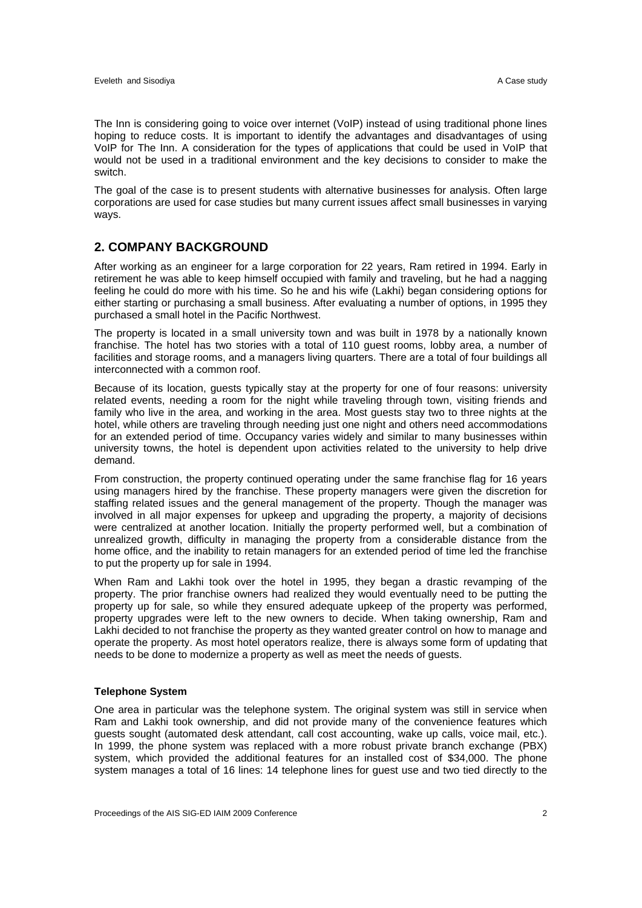The Inn is considering going to voice over internet (VoIP) instead of using traditional phone lines hoping to reduce costs. It is important to identify the advantages and disadvantages of using VoIP for The Inn. A consideration for the types of applications that could be used in VoIP that would not be used in a traditional environment and the key decisions to consider to make the switch.

The goal of the case is to present students with alternative businesses for analysis. Often large corporations are used for case studies but many current issues affect small businesses in varying ways.

## 2. COMPANY BACKGROUND

After working as an engineer for a large corporation for 22 years, Ram retired in 1994. Early in retirement he was able to keep himself occupied with family and traveling, but he had a nagging feeling he could do more with his time. So he and his wife (Lakhi) began considering options for either starting or purchasing a small business. After evaluating a number of options, in 1995 they purchased a small hotel in the Pacific Northwest.

The property is located in a small university town and was built in 1978 by a nationally known franchise. The hotel has two stories with a total of 110 guest rooms, lobby area, a number of facilities and storage rooms, and a managers living quarters. There are a total of four buildings all interconnected with a common roof.

Because of its location, guests typically stay at the property for one of four reasons: university related events, needing a room for the night while traveling through town, visiting friends and family who live in the area, and working in the area. Most guests stay two to three nights at the hotel, while others are traveling through needing just one night and others need accommodations for an extended period of time. Occupancy varies widely and similar to many businesses within university towns, the hotel is dependent upon activities related to the university to help drive demand.

From construction, the property continued operating under the same franchise flag for 16 years using managers hired by the franchise. These property managers were given the discretion for staffing related issues and the general management of the property. Though the manager was involved in all major expenses for upkeep and upgrading the property, a majority of decisions were centralized at another location. Initially the property performed well, but a combination of unrealized growth, difficulty in managing the property from a considerable distance from the home office, and the inability to retain managers for an extended period of time led the franchise to put the property up for sale in 1994.

When Ram and Lakhi took over the hotel in 1995, they began a drastic revamping of the property. The prior franchise owners had realized they would eventually need to be putting the property up for sale, so while they ensured adequate upkeep of the property was performed, property upgrades were left to the new owners to decide. When taking ownership, Ram and Lakhi decided to not franchise the property as they wanted greater control on how to manage and operate the property. As most hotel operators realize, there is always some form of updating that needs to be done to modernize a property as well as meet the needs of guests.

**Telephone System**

One area in particular was the telephone system. The original system was still in service when Ram and Lakhi took ownership, and did not provide many of the convenience features which guests sought (automated desk attendant, call cost accounting, wake up calls, voice mail, etc.). In 1999, the phone system was replaced with a more robust private branch exchange (PBX) system, which provided the additional features for an installed cost of $34,000. The phone system manages a total of 16 lines: 14 telephone lines for guest use and two tied directly to the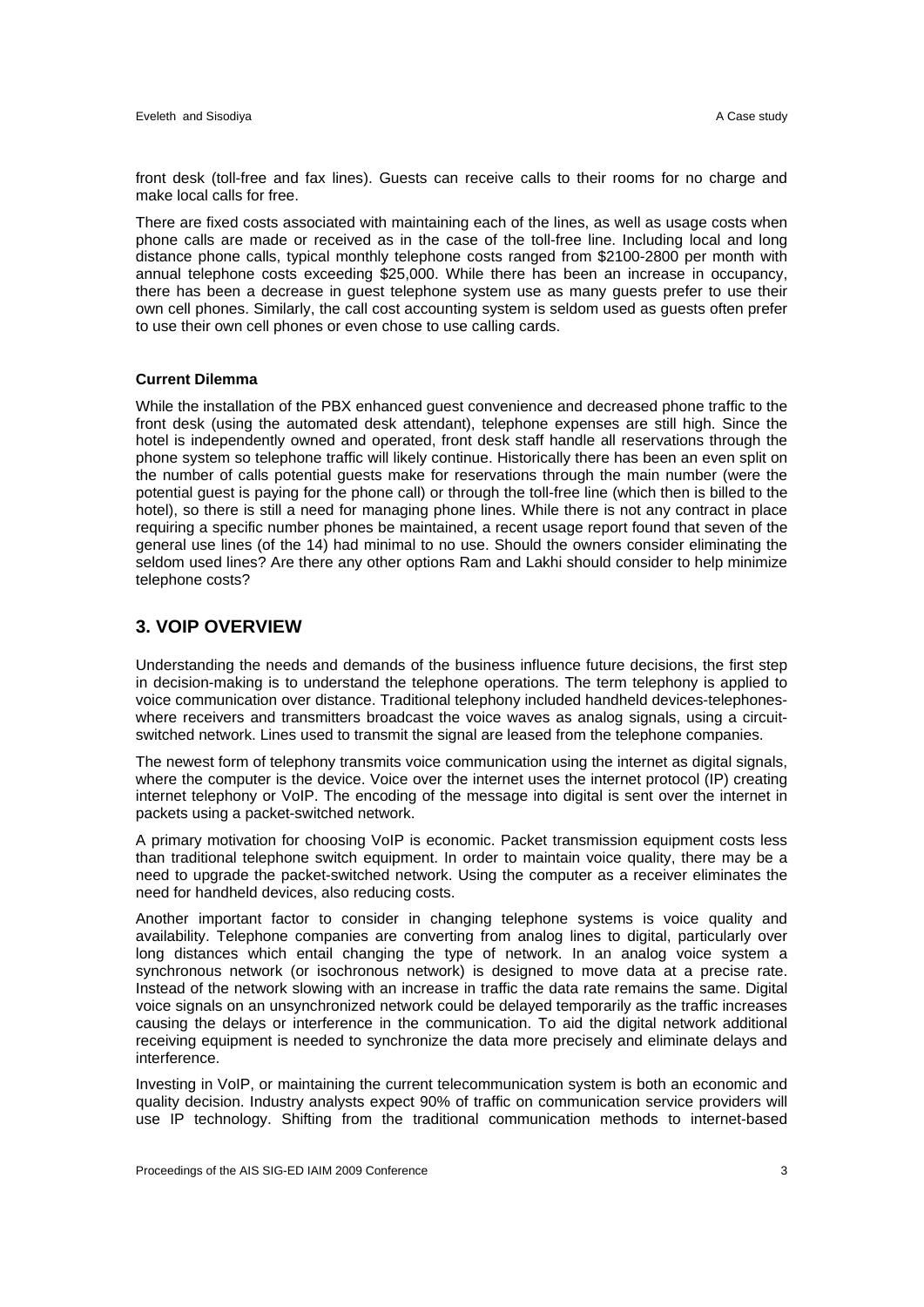front desk (toll-free and fax lines). Guests can receive calls to their rooms for no charge and make local calls for free.

There are fixed costs associated with maintaining each of the lines, as well as usage costs when phone calls are made or received as in the case of the toll-free line. Including local and long distance phone calls, typical monthly telephone costs ranged from $2100-2800 per month with annual telephone costs exceeding $25,000. While there has been an increase in occupancy, there has been a decrease in guest telephone system use as many guests prefer to use their own cell phones. Similarly, the call cost accounting system is seldom used as guests often prefer to use their own cell phones or even chose to use calling cards.

**Current Dilemma**

While the installation of the PBX enhanced guest convenience and decreased phone traffic to the front desk (using the automated desk attendant), telephone expenses are still high. Since the hotel is independently owned and operated, front desk staff handle all reservations through the phone system so telephone traffic will likely continue. Historically there has been an even split on the number of calls potential guests make for reservations through the main number (were the potential guest is paying for the phone call) or through the toll-free line (which then is billed to the hotel), so there is still a need for managing phone lines. While there is not any contract in place requiring a specific number phones be maintained, a recent usage report found that seven of the general use lines (of the 14) had minimal to no use. Should the owners consider eliminating the seldom used lines? Are there any other options Ram and Lakhi should consider to help minimize telephone costs?

## 3. VOIP OVERVIEW

Understanding the needs and demands of the business influence future decisions, the first step in decision-making is to understand the telephone operations. The term telephony is applied to voice communication over distance. Traditional telephony included handheld devices-telephones-where receivers and transmitters broadcast the voice waves as analog signals, using a circuit-switched network. Lines used to transmit the signal are leased from the telephone companies.

The newest form of telephony transmits voice communication using the internet as digital signals, where the computer is the device. Voice over the internet uses the internet protocol (IP) creating internet telephony or VoIP. The encoding of the message into digital is sent over the internet in packets using a packet-switched network.

A primary motivation for choosing VoIP is economic. Packet transmission equipment costs less than traditional telephone switch equipment. In order to maintain voice quality, there may be a need to upgrade the packet-switched network. Using the computer as a receiver eliminates the need for handheld devices, also reducing costs.

Another important factor to consider in changing telephone systems is voice quality and availability. Telephone companies are converting from analog lines to digital, particularly over long distances which entail changing the type of network. In an analog voice system a synchronous network (or isochronous network) is designed to move data at a precise rate. Instead of the network slowing with an increase in traffic the data rate remains the same. Digital voice signals on an unsynchronized network could be delayed temporarily as the traffic increases causing the delays or interference in the communication. To aid the digital network additional receiving equipment is needed to synchronize the data more precisely and eliminate delays and interference.

Investing in VoIP, or maintaining the current telecommunication system is both an economic and quality decision. Industry analysts expect 90% of traffic on communication service providers will use IP technology. Shifting from the traditional communication methods to internet-based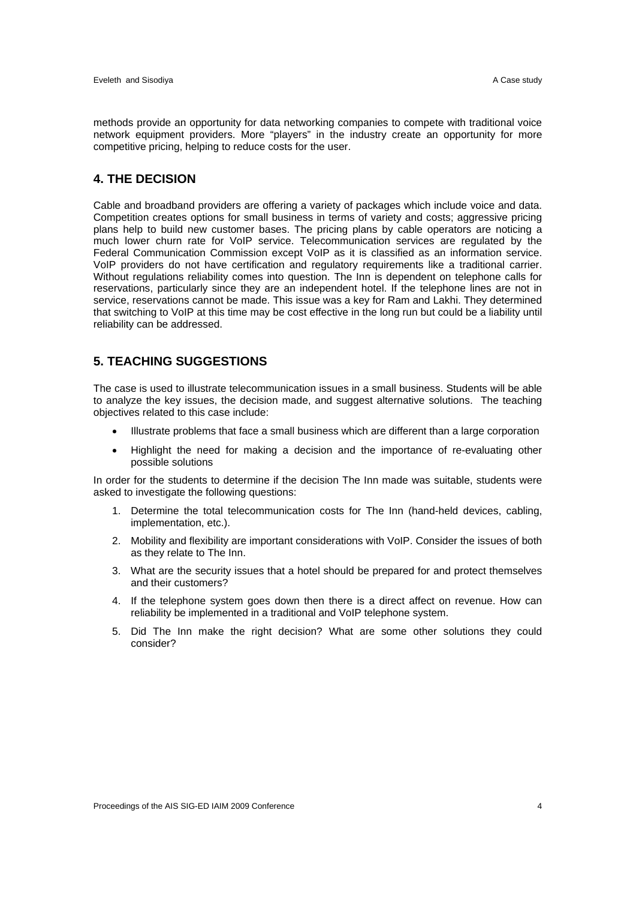methods provide an opportunity for data networking companies to compete with traditional voice network equipment providers. More "players" in the industry create an opportunity for more competitive pricing, helping to reduce costs for the user.

## 4. THE DECISION

Cable and broadband providers are offering a variety of packages which include voice and data. Competition creates options for small business in terms of variety and costs; aggressive pricing plans help to build new customer bases. The pricing plans by cable operators are noticing a much lower churn rate for VoIP service. Telecommunication services are regulated by the Federal Communication Commission except VoIP as it is classified as an information service. VoIP providers do not have certification and regulatory requirements like a traditional carrier. Without regulations reliability comes into question. The Inn is dependent on telephone calls for reservations, particularly since they are an independent hotel. If the telephone lines are not in service, reservations cannot be made. This issue was a key for Ram and Lakhi. They determined that switching to VoIP at this time may be cost effective in the long run but could be a liability until reliability can be addressed.

## 5. TEACHING SUGGESTIONS

The case is used to illustrate telecommunication issues in a small business. Students will be able to analyze the key issues, the decision made, and suggest alternative solutions. The teaching objectives related to this case include:

- Illustrate problems that face a small business which are different than a large corporation
- Highlight the need for making a decision and the importance of re-evaluating other possible solutions

In order for the students to determine if the decision The Inn made was suitable, students were asked to investigate the following questions:

1. Determine the total telecommunication costs for The Inn (hand-held devices, cabling, implementation, etc.).
2. Mobility and flexibility are important considerations with VoIP. Consider the issues of both as they relate to The Inn.
3. What are the security issues that a hotel should be prepared for and protect themselves and their customers?
4. If the telephone system goes down then there is a direct affect on revenue. How can reliability be implemented in a traditional and VoIP telephone system.
5. Did The Inn make the right decision? What are some other solutions they could consider?